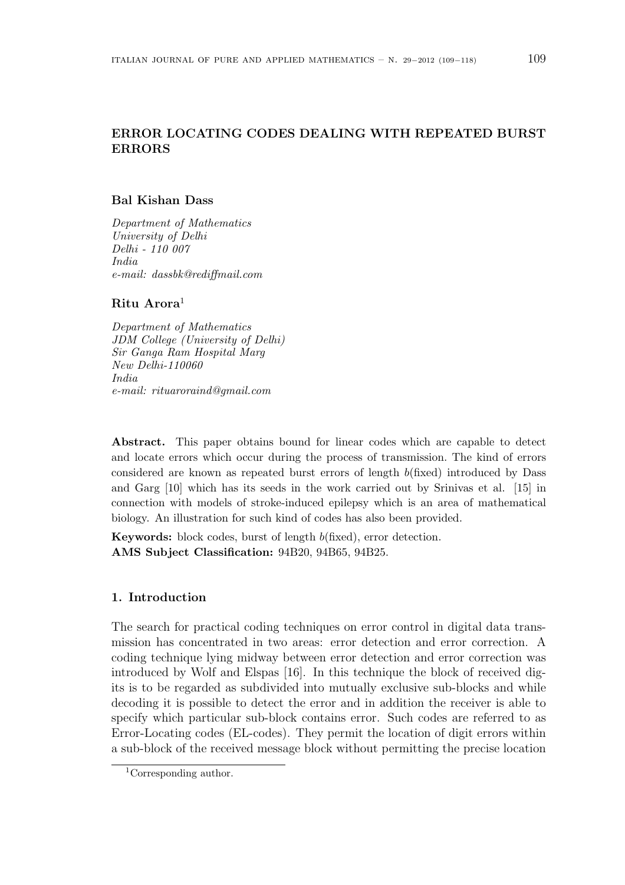# ERROR LOCATING CODES DEALING WITH REPEATED BURST ERRORS

**Bal Kishan Dass**

*Department of Mathematics*
*University of Delhi*
*Delhi - 110 007*
*India*
*e-mail: dassbk@rediffmail.com*

**Ritu Arora**[1]

*Department of Mathematics*
*JDM College (University of Delhi)*
*Sir Ganga Ram Hospital Marg*
*New Delhi-110060*
*India*
*e-mail: rituaroraind@gmail.com*

**Abstract.** This paper obtains bound for linear codes which are capable to detect and locate errors which occur during the process of transmission. The kind of errors considered are known as repeated burst errors of length $b$(fixed) introduced by Dass and Garg [10] which has its seeds in the work carried out by Srinivas et al. [15] in connection with models of stroke-induced epilepsy which is an area of mathematical biology. An illustration for such kind of codes has also been provided.

**Keywords:** block codes, burst of length $b$(fixed), error detection.
**AMS Subject Classification:** 94B20, 94B65, 94B25.

## 1. Introduction

The search for practical coding techniques on error control in digital data transmission has concentrated in two areas: error detection and error correction. A coding technique lying midway between error detection and error correction was introduced by Wolf and Elspas [16]. In this technique the block of received digits is to be regarded as subdivided into mutually exclusive sub-blocks and while decoding it is possible to detect the error and in addition the receiver is able to specify which particular sub-block contains error. Such codes are referred to as Error-Locating codes (EL-codes). They permit the location of digit errors within a sub-block of the received message block without permitting the precise location

[1] Corresponding author.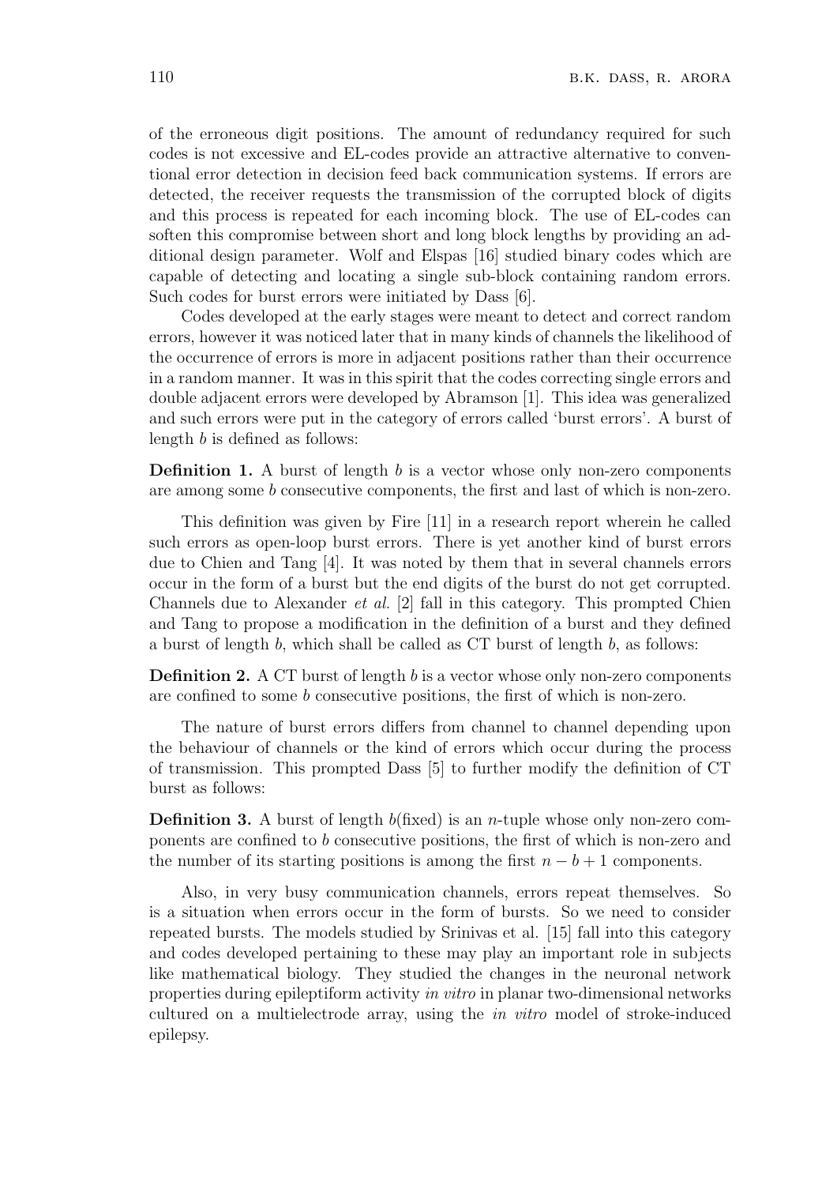of the erroneous digit positions. The amount of redundancy required for such codes is not excessive and EL-codes provide an attractive alternative to conventional error detection in decision feed back communication systems. If errors are detected, the receiver requests the transmission of the corrupted block of digits and this process is repeated for each incoming block. The use of EL-codes can soften this compromise between short and long block lengths by providing an additional design parameter. Wolf and Elspas [16] studied binary codes which are capable of detecting and locating a single sub-block containing random errors. Such codes for burst errors were initiated by Dass [6].

Codes developed at the early stages were meant to detect and correct random errors, however it was noticed later that in many kinds of channels the likelihood of the occurrence of errors is more in adjacent positions rather than their occurrence in a random manner. It was in this spirit that the codes correcting single errors and double adjacent errors were developed by Abramson [1]. This idea was generalized and such errors were put in the category of errors called 'burst errors'. A burst of length $b$ is defined as follows:

**Definition 1.** A burst of length $b$ is a vector whose only non-zero components are among some $b$ consecutive components, the first and last of which is non-zero.

This definition was given by Fire [11] in a research report wherein he called such errors as open-loop burst errors. There is yet another kind of burst errors due to Chien and Tang [4]. It was noted by them that in several channels errors occur in the form of a burst but the end digits of the burst do not get corrupted. Channels due to Alexander *et al.* [2] fall in this category. This prompted Chien and Tang to propose a modification in the definition of a burst and they defined a burst of length $b$, which shall be called as CT burst of length $b$, as follows:

**Definition 2.** A CT burst of length $b$ is a vector whose only non-zero components are confined to some $b$ consecutive positions, the first of which is non-zero.

The nature of burst errors differs from channel to channel depending upon the behaviour of channels or the kind of errors which occur during the process of transmission. This prompted Dass [5] to further modify the definition of CT burst as follows:

**Definition 3.** A burst of length $b$(fixed) is an $n$-tuple whose only non-zero components are confined to $b$ consecutive positions, the first of which is non-zero and the number of its starting positions is among the first $n - b + 1$ components.

Also, in very busy communication channels, errors repeat themselves. So is a situation when errors occur in the form of bursts. So we need to consider repeated bursts. The models studied by Srinivas et al. [15] fall into this category and codes developed pertaining to these may play an important role in subjects like mathematical biology. They studied the changes in the neuronal network properties during epileptiform activity *in vitro* in planar two-dimensional networks cultured on a multielectrode array, using the *in vitro* model of stroke-induced epilepsy.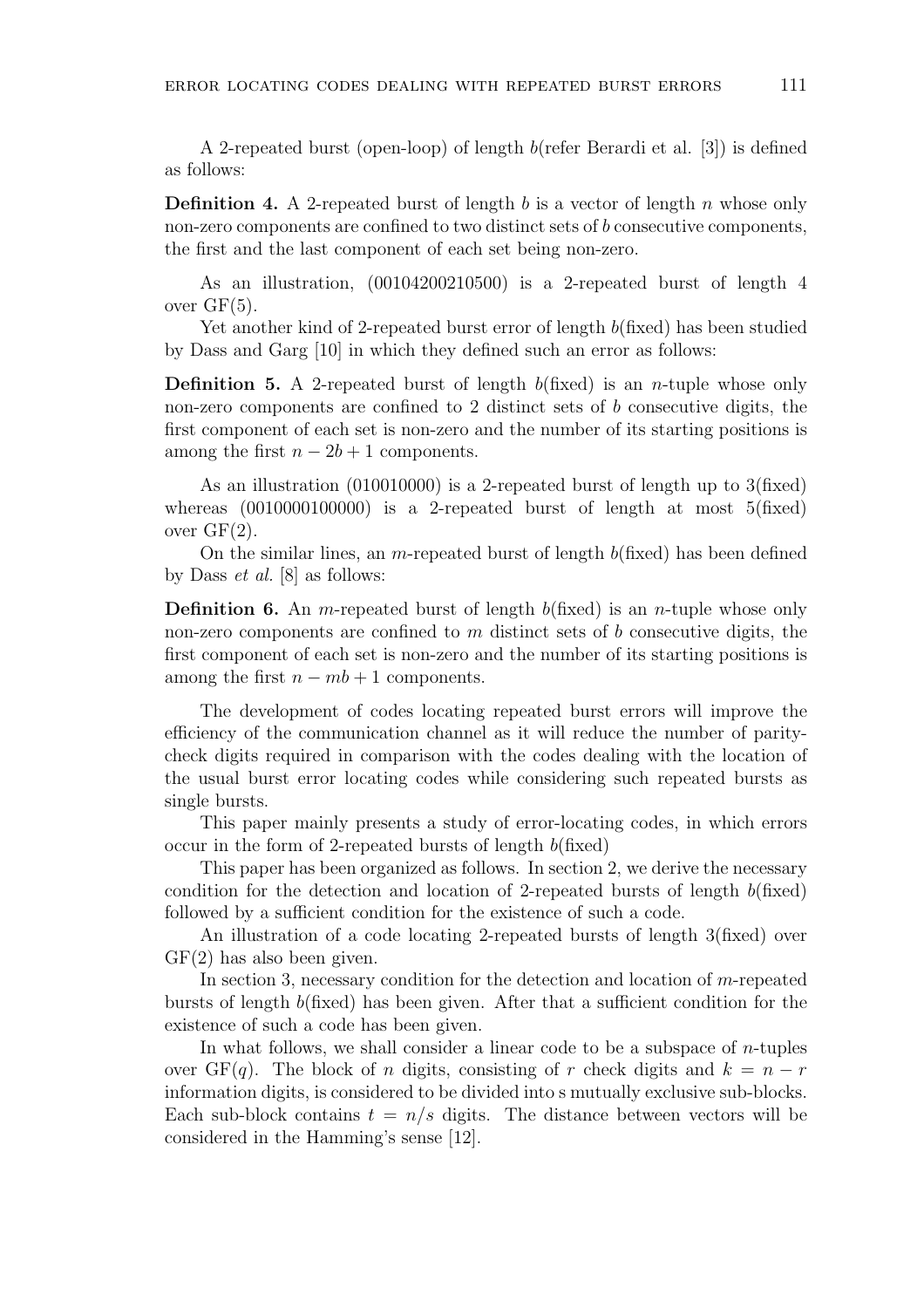A 2-repeated burst (open-loop) of length $b$(refer Berardi et al. [3]) is defined as follows:

**Definition 4.** A 2-repeated burst of length $b$ is a vector of length $n$ whose only non-zero components are confined to two distinct sets of $b$ consecutive components, the first and the last component of each set being non-zero.

As an illustration, (00104200210500) is a 2-repeated burst of length 4 over GF(5).

Yet another kind of 2-repeated burst error of length $b$(fixed) has been studied by Dass and Garg [10] in which they defined such an error as follows:

**Definition 5.** A 2-repeated burst of length $b$(fixed) is an $n$-tuple whose only non-zero components are confined to 2 distinct sets of $b$ consecutive digits, the first component of each set is non-zero and the number of its starting positions is among the first $n - 2b + 1$ components.

As an illustration (010010000) is a 2-repeated burst of length up to 3(fixed) whereas (0010000100000) is a 2-repeated burst of length at most 5(fixed) over GF(2).

On the similar lines, an $m$-repeated burst of length $b$(fixed) has been defined by Dass *et al.* [8] as follows:

**Definition 6.** An $m$-repeated burst of length $b$(fixed) is an $n$-tuple whose only non-zero components are confined to $m$ distinct sets of $b$ consecutive digits, the first component of each set is non-zero and the number of its starting positions is among the first $n - mb + 1$ components.

The development of codes locating repeated burst errors will improve the efficiency of the communication channel as it will reduce the number of parity-check digits required in comparison with the codes dealing with the location of the usual burst error locating codes while considering such repeated bursts as single bursts.

This paper mainly presents a study of error-locating codes, in which errors occur in the form of 2-repeated bursts of length $b$(fixed)

This paper has been organized as follows. In section 2, we derive the necessary condition for the detection and location of 2-repeated bursts of length $b$(fixed) followed by a sufficient condition for the existence of such a code.

An illustration of a code locating 2-repeated bursts of length 3(fixed) over GF(2) has also been given.

In section 3, necessary condition for the detection and location of $m$-repeated bursts of length $b$(fixed) has been given. After that a sufficient condition for the existence of such a code has been given.

In what follows, we shall consider a linear code to be a subspace of $n$-tuples over GF($q$). The block of $n$ digits, consisting of $r$ check digits and $k = n - r$ information digits, is considered to be divided into s mutually exclusive sub-blocks. Each sub-block contains $t = n/s$ digits. The distance between vectors will be considered in the Hamming's sense [12].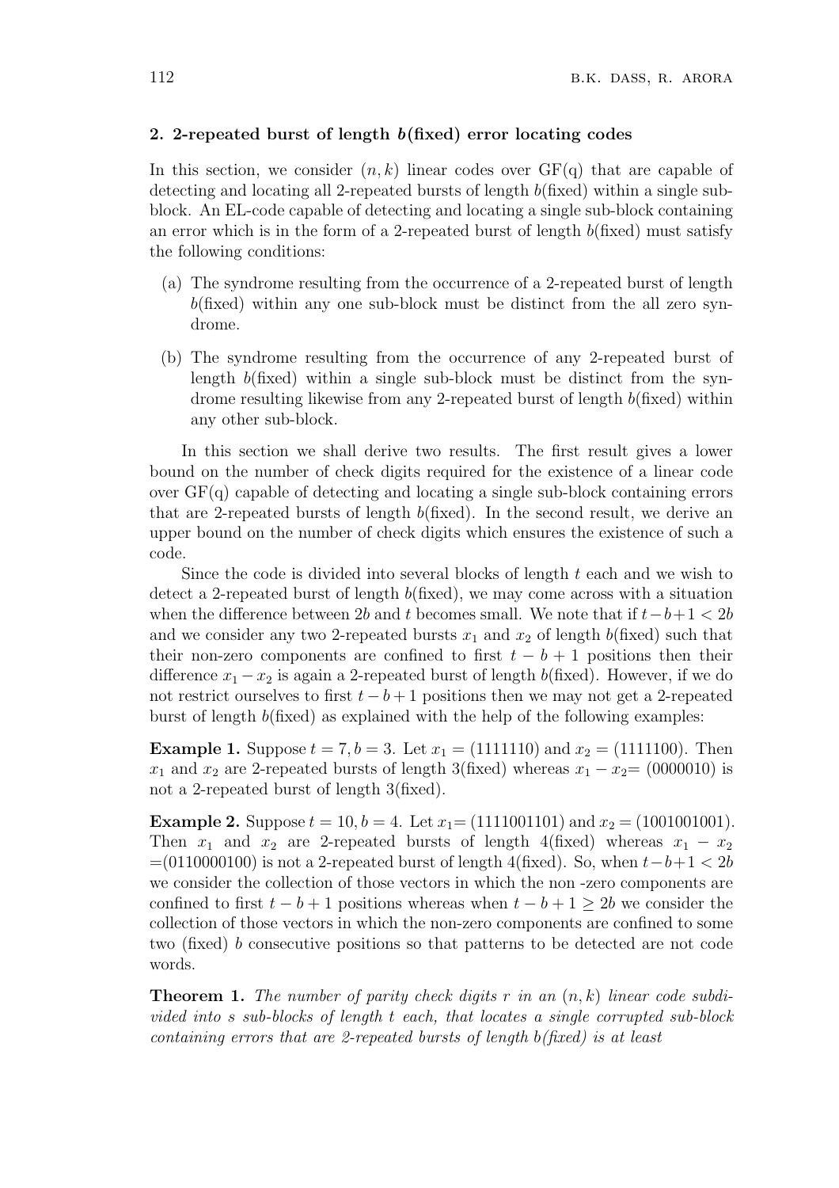## 2. 2-repeated burst of length $b$(fixed) error locating codes

In this section, we consider $(n, k)$ linear codes over GF(q) that are capable of detecting and locating all 2-repeated bursts of length $b$(fixed) within a single sub-block. An EL-code capable of detecting and locating a single sub-block containing an error which is in the form of a 2-repeated burst of length $b$(fixed) must satisfy the following conditions:

(a) The syndrome resulting from the occurrence of a 2-repeated burst of length $b$(fixed) within any one sub-block must be distinct from the all zero syndrome.

(b) The syndrome resulting from the occurrence of any 2-repeated burst of length $b$(fixed) within a single sub-block must be distinct from the syndrome resulting likewise from any 2-repeated burst of length $b$(fixed) within any other sub-block.

In this section we shall derive two results. The first result gives a lower bound on the number of check digits required for the existence of a linear code over GF(q) capable of detecting and locating a single sub-block containing errors that are 2-repeated bursts of length $b$(fixed). In the second result, we derive an upper bound on the number of check digits which ensures the existence of such a code.

Since the code is divided into several blocks of length $t$ each and we wish to detect a 2-repeated burst of length $b$(fixed), we may come across with a situation when the difference between $2b$ and $t$ becomes small. We note that if $t-b+1 < 2b$ and we consider any two 2-repeated bursts $x_1$ and $x_2$ of length $b$(fixed) such that their non-zero components are confined to first $t - b + 1$ positions then their difference $x_1 - x_2$ is again a 2-repeated burst of length $b$(fixed). However, if we do not restrict ourselves to first $t - b + 1$ positions then we may not get a 2-repeated burst of length $b$(fixed) as explained with the help of the following examples:

**Example 1.** Suppose $t = 7, b = 3$. Let $x_1 = (1111110)$ and $x_2 = (1111100)$. Then $x_1$ and $x_2$ are 2-repeated bursts of length 3(fixed) whereas $x_1 - x_2 = (0000010)$ is not a 2-repeated burst of length 3(fixed).

**Example 2.** Suppose $t = 10, b = 4$. Let $x_1 = (1111001101)$ and $x_2 = (1001001001)$. Then $x_1$ and $x_2$ are 2-repeated bursts of length 4(fixed) whereas $x_1 - x_2 = (0110000100)$ is not a 2-repeated burst of length 4(fixed). So, when $t-b+1 < 2b$ we consider the collection of those vectors in which the non -zero components are confined to first $t - b + 1$ positions whereas when $t - b + 1 \geq 2b$ we consider the collection of those vectors in which the non-zero components are confined to some two (fixed) $b$ consecutive positions so that patterns to be detected are not code words.

**Theorem 1.** *The number of parity check digits $r$ in an $(n, k)$ linear code subdivided into $s$ sub-blocks of length $t$ each, that locates a single corrupted sub-block containing errors that are 2-repeated bursts of length $b$(fixed) is at least*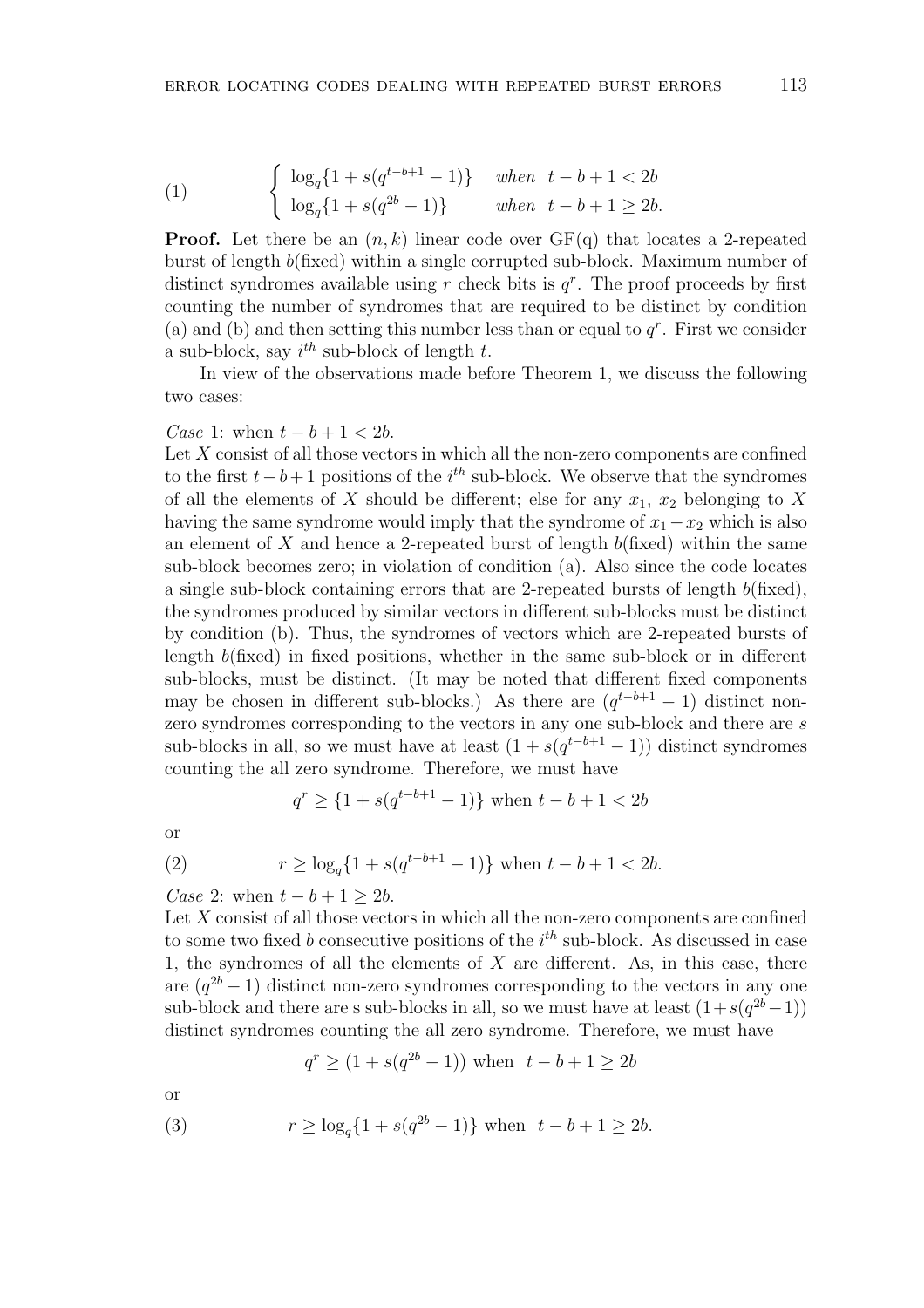$$
\begin{cases} \log_q\{1 + s(q^{t-b+1} - 1)\} & \textit{when} \;\; t - b + 1 < 2b \\ \log_q\{1 + s(q^{2b} - 1)\} & \textit{when} \;\; t - b + 1 \geq 2b. \end{cases} \tag{1}
$$

**Proof.** Let there be an $(n, k)$ linear code over GF(q) that locates a 2-repeated burst of length $b$(fixed) within a single corrupted sub-block. Maximum number of distinct syndromes available using $r$ check bits is $q^r$. The proof proceeds by first counting the number of syndromes that are required to be distinct by condition (a) and (b) and then setting this number less than or equal to $q^r$. First we consider a sub-block, say $i^{th}$ sub-block of length $t$.

In view of the observations made before Theorem 1, we discuss the following two cases:

*Case* 1: when $t - b + 1 < 2b$.
Let $X$ consist of all those vectors in which all the non-zero components are confined to the first $t-b+1$ positions of the $i^{th}$ sub-block. We observe that the syndromes of all the elements of $X$ should be different; else for any $x_1$, $x_2$ belonging to $X$ having the same syndrome would imply that the syndrome of $x_1 - x_2$ which is also an element of $X$ and hence a 2-repeated burst of length $b$(fixed) within the same sub-block becomes zero; in violation of condition (a). Also since the code locates a single sub-block containing errors that are 2-repeated bursts of length $b$(fixed), the syndromes produced by similar vectors in different sub-blocks must be distinct by condition (b). Thus, the syndromes of vectors which are 2-repeated bursts of length $b$(fixed) in fixed positions, whether in the same sub-block or in different sub-blocks, must be distinct. (It may be noted that different fixed components may be chosen in different sub-blocks.) As there are $(q^{t-b+1} - 1)$ distinct non-zero syndromes corresponding to the vectors in any one sub-block and there are $s$ sub-blocks in all, so we must have at least $(1 + s(q^{t-b+1} - 1))$ distinct syndromes counting the all zero syndrome. Therefore, we must have

$$
q^r \geq \{1 + s(q^{t-b+1} - 1)\} \text{ when } t - b + 1 < 2b
$$

or

$$
r \geq \log_q\{1 + s(q^{t-b+1} - 1)\} \text{ when } t - b + 1 < 2b. \tag{2}
$$

*Case* 2: when $t - b + 1 \geq 2b$.
Let $X$ consist of all those vectors in which all the non-zero components are confined to some two fixed $b$ consecutive positions of the $i^{th}$ sub-block. As discussed in case 1, the syndromes of all the elements of $X$ are different. As, in this case, there are $(q^{2b} - 1)$ distinct non-zero syndromes corresponding to the vectors in any one sub-block and there are s sub-blocks in all, so we must have at least $(1+s(q^{2b}-1))$ distinct syndromes counting the all zero syndrome. Therefore, we must have

$$
q^r \geq (1 + s(q^{2b} - 1)) \text{ when } \;\; t - b + 1 \geq 2b
$$

or

$$
r \geq \log_q\{1 + s(q^{2b} - 1)\} \text{ when } \;\; t - b + 1 \geq 2b. \tag{3}
$$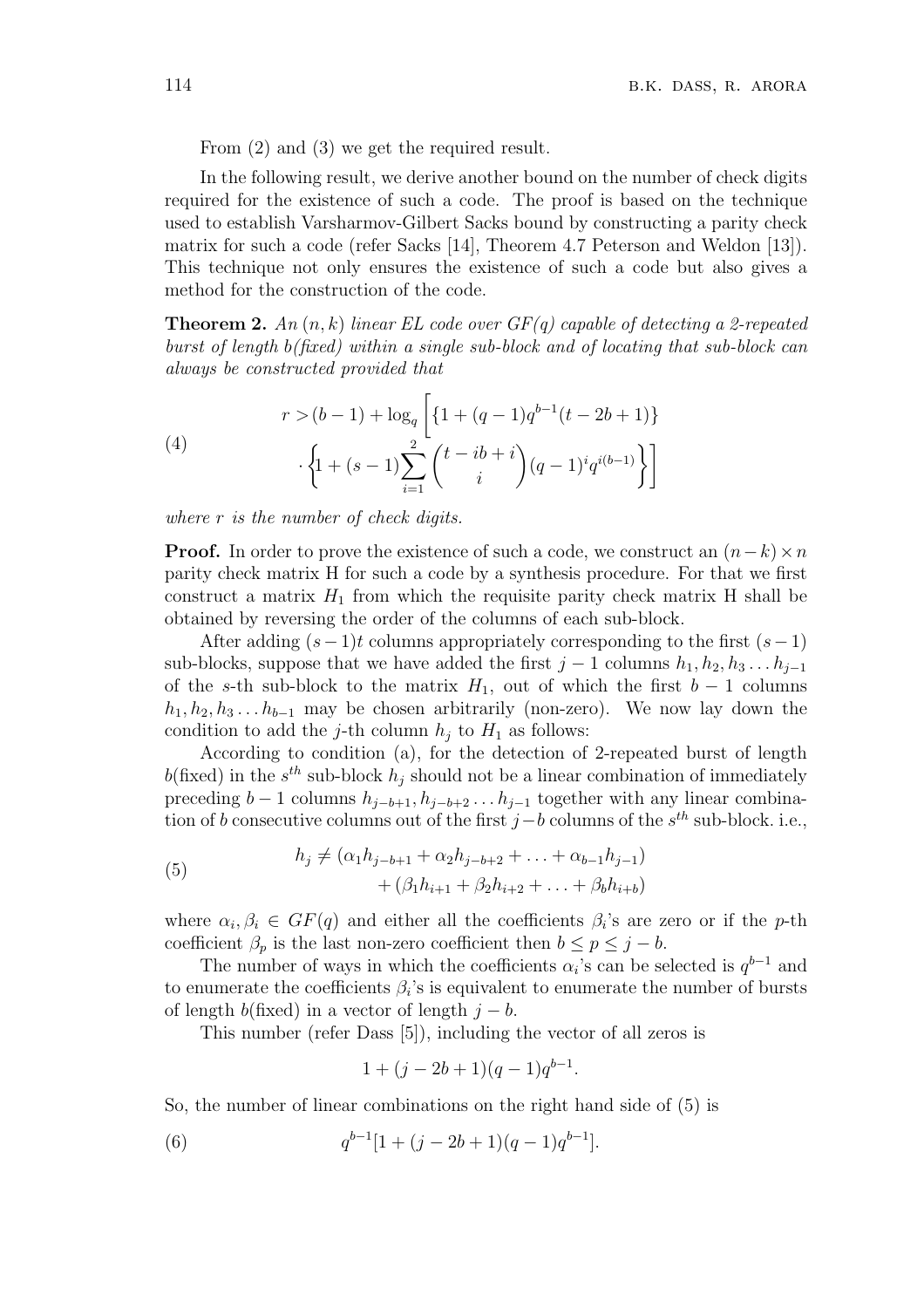From (2) and (3) we get the required result.

In the following result, we derive another bound on the number of check digits required for the existence of such a code. The proof is based on the technique used to establish Varsharmov-Gilbert Sacks bound by constructing a parity check matrix for such a code (refer Sacks [14], Theorem 4.7 Peterson and Weldon [13]). This technique not only ensures the existence of such a code but also gives a method for the construction of the code.

**Theorem 2.** *An $(n, k)$ linear EL code over GF(q) capable of detecting a 2-repeated burst of length b(fixed) within a single sub-block and of locating that sub-block can always be constructed provided that*

$$r > (b-1) + \log_q \left[ \{1 + (q-1)q^{b-1}(t-2b+1)\} \cdot \left\{ 1 + (s-1) \sum_{i=1}^{2} \binom{t-ib+i}{i} (q-1)^i q^{i(b-1)} \right\} \right] \tag{4}$$

*where $r$ is the number of check digits.*

**Proof.** In order to prove the existence of such a code, we construct an $(n-k) \times n$ parity check matrix H for such a code by a synthesis procedure. For that we first construct a matrix $H_1$ from which the requisite parity check matrix H shall be obtained by reversing the order of the columns of each sub-block.

After adding $(s-1)t$ columns appropriately corresponding to the first $(s-1)$ sub-blocks, suppose that we have added the first $j-1$ columns $h_1, h_2, h_3 \ldots h_{j-1}$ of the $s$-th sub-block to the matrix $H_1$, out of which the first $b-1$ columns $h_1, h_2, h_3 \ldots h_{b-1}$ may be chosen arbitrarily (non-zero). We now lay down the condition to add the $j$-th column $h_j$ to $H_1$ as follows:

According to condition (a), for the detection of 2-repeated burst of length $b$(fixed) in the $s^{th}$ sub-block $h_j$ should not be a linear combination of immediately preceding $b-1$ columns $h_{j-b+1}, h_{j-b+2} \ldots h_{j-1}$ together with any linear combination of $b$ consecutive columns out of the first $j-b$ columns of the $s^{th}$ sub-block. i.e.,

$$\begin{aligned} h_j \neq (\alpha_1 h_{j-b+1} + \alpha_2 h_{j-b+2} + \ldots + \alpha_{b-1} h_{j-1}) \\ + (\beta_1 h_{i+1} + \beta_2 h_{i+2} + \ldots + \beta_b h_{i+b}) \end{aligned} \tag{5}$$

where $\alpha_i, \beta_i \in GF(q)$ and either all the coefficients $\beta_i$'s are zero or if the $p$-th coefficient $\beta_p$ is the last non-zero coefficient then $b \leq p \leq j-b$.

The number of ways in which the coefficients $\alpha_i$'s can be selected is $q^{b-1}$ and to enumerate the coefficients $\beta_i$'s is equivalent to enumerate the number of bursts of length $b$(fixed) in a vector of length $j-b$.

This number (refer Dass [5]), including the vector of all zeros is

$$1 + (j - 2b + 1)(q-1)q^{b-1}.$$

So, the number of linear combinations on the right hand side of (5) is

$$q^{b-1}[1 + (j - 2b + 1)(q-1)q^{b-1}]. \tag{6}$$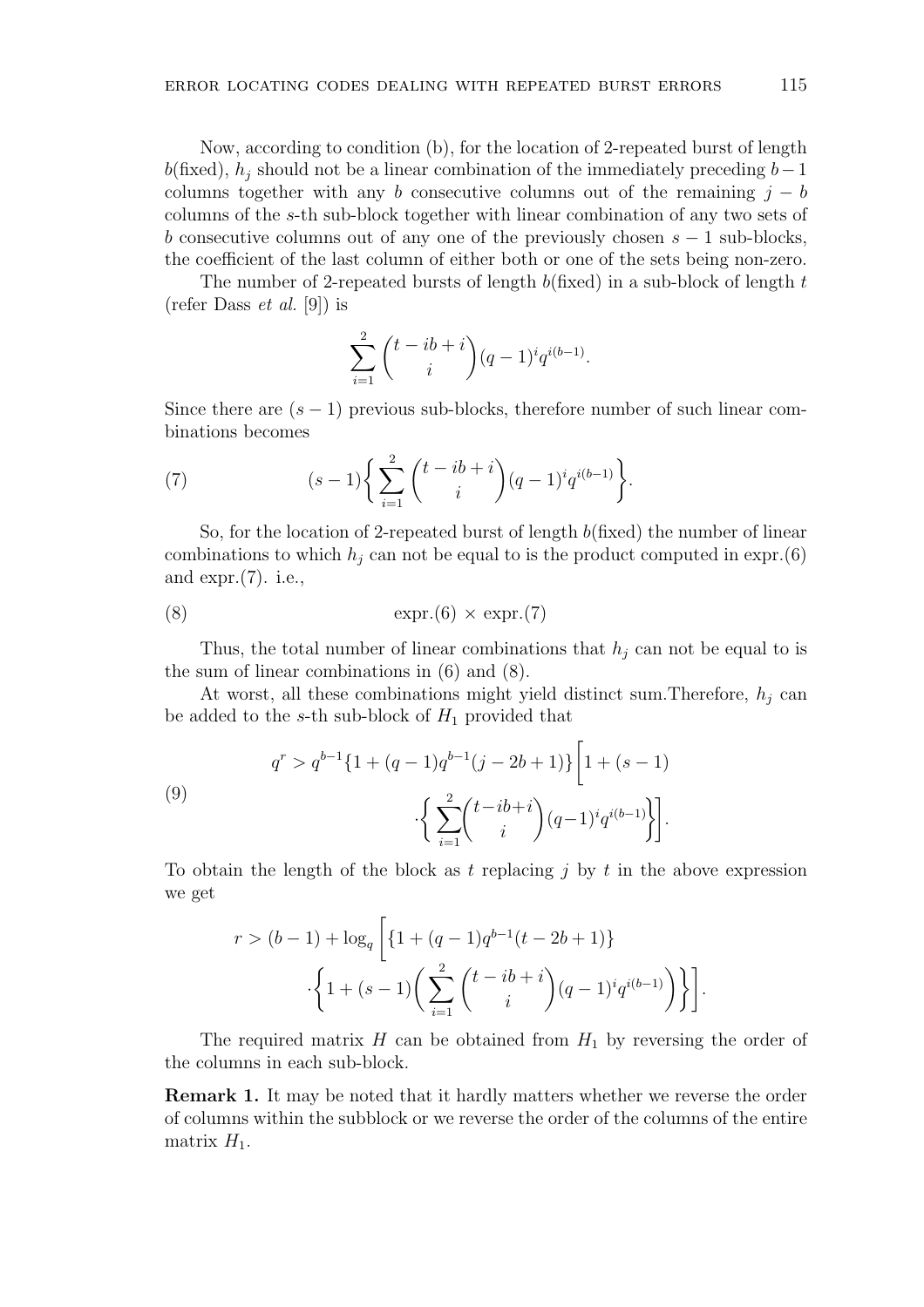Now, according to condition (b), for the location of 2-repeated burst of length $b$(fixed), $h_j$ should not be a linear combination of the immediately preceding $b-1$ columns together with any $b$ consecutive columns out of the remaining $j-b$ columns of the $s$-th sub-block together with linear combination of any two sets of $b$ consecutive columns out of any one of the previously chosen $s-1$ sub-blocks, the coefficient of the last column of either both or one of the sets being non-zero.

The number of 2-repeated bursts of length $b$(fixed) in a sub-block of length $t$ (refer Dass *et al.* [9]) is

$$\sum_{i=1}^{2} \binom{t-ib+i}{i} (q-1)^i q^{i(b-1)}.$$

Since there are $(s-1)$ previous sub-blocks, therefore number of such linear combinations becomes

$$(s-1)\bigg\{ \sum_{i=1}^{2} \binom{t-ib+i}{i} (q-1)^i q^{i(b-1)} \bigg\}. \tag{7}$$

So, for the location of 2-repeated burst of length $b$(fixed) the number of linear combinations to which $h_j$ can not be equal to is the product computed in expr.(6) and expr.(7). i.e.,

$$\text{expr.}(6) \times \text{expr.}(7) \tag{8}$$

Thus, the total number of linear combinations that $h_j$ can not be equal to is the sum of linear combinations in (6) and (8).

At worst, all these combinations might yield distinct sum.Therefore, $h_j$ can be added to the $s$-th sub-block of $H_1$ provided that

$$q^r > q^{b-1}\{1+(q-1)q^{b-1}(j-2b+1)\}\bigg[1+(s-1) \cdot\bigg\{ \sum_{i=1}^{2}\binom{t-ib+i}{i}(q-1)^i q^{i(b-1)}\bigg\}\bigg]. \tag{9}$$

To obtain the length of the block as $t$ replacing $j$ by $t$ in the above expression we get

$$r > (b-1) + \log_q \bigg[ \{1+(q-1)q^{b-1}(t-2b+1)\} \cdot\bigg\{ 1+(s-1)\bigg( \sum_{i=1}^{2} \binom{t-ib+i}{i} (q-1)^i q^{i(b-1)} \bigg) \bigg\} \bigg].$$

The required matrix $H$ can be obtained from $H_1$ by reversing the order of the columns in each sub-block.

**Remark 1.** It may be noted that it hardly matters whether we reverse the order of columns within the subblock or we reverse the order of the columns of the entire matrix $H_1$.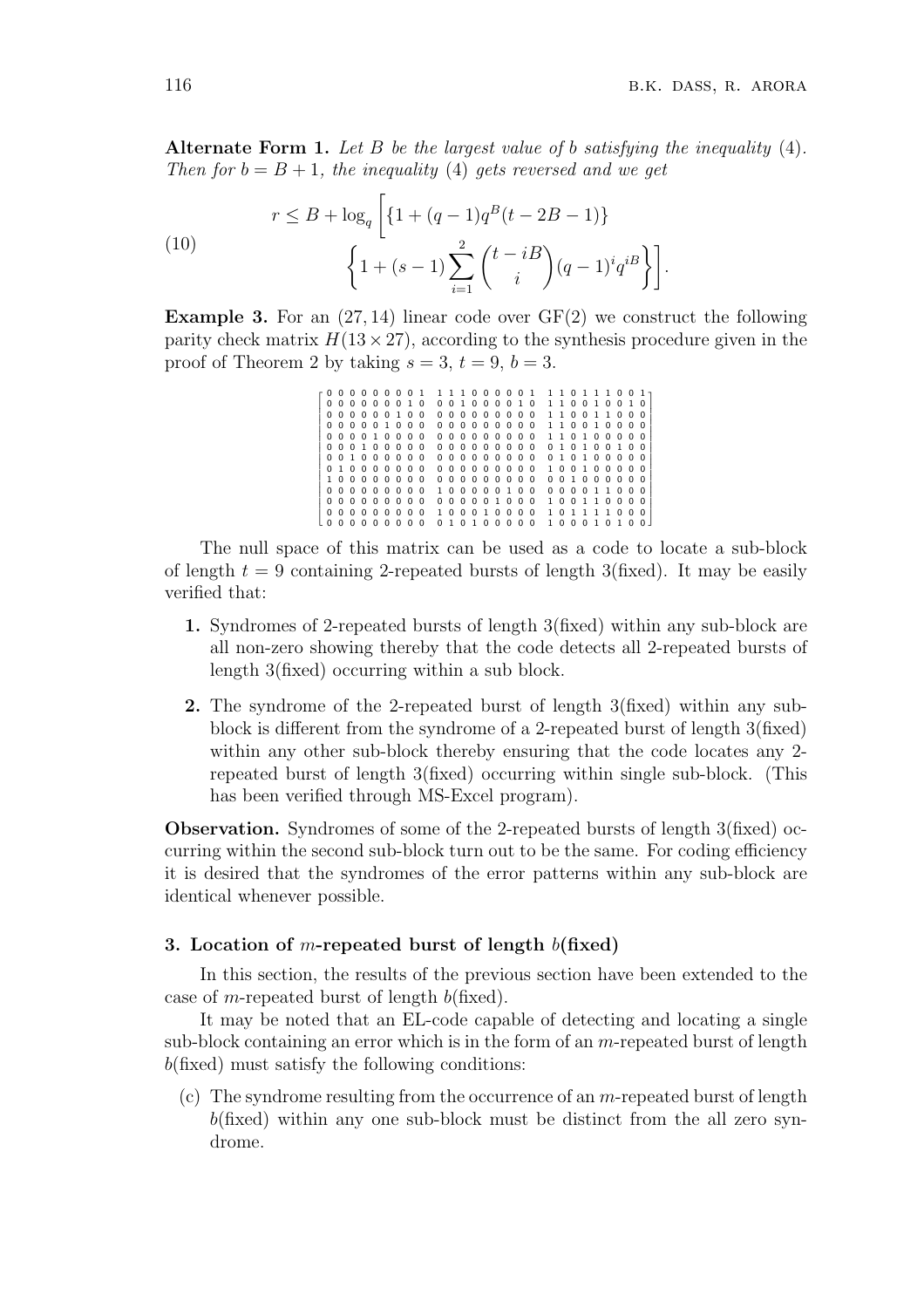**Alternate Form 1.** *Let $B$ be the largest value of $b$ satisfying the inequality* (4). *Then for $b = B + 1$, the inequality* (4) *gets reversed and we get*

$$
\begin{aligned}
r \leq B + \log_q \Bigg[ &\{1 + (q-1)q^B(t - 2B - 1)\} \\
&\left\{ 1 + (s-1) \sum_{i=1}^{2} \binom{t - iB}{i} (q-1)^i q^{iB} \right\} \Bigg].
\end{aligned} \tag{10}
$$

**Example 3.** For an $(27, 14)$ linear code over $\mathrm{GF}(2)$ we construct the following parity check matrix $H(13 \times 27)$, according to the synthesis procedure given in the proof of Theorem 2 by taking $s = 3$, $t = 9$, $b = 3$.

$$
\left[\begin{array}{ccccccccc ccccccccc ccccccccc}
0&0&0&0&0&0&0&0&1 & 1&1&1&0&0&0&0&0&1 & 1&1&0&1&1&1&0&0&1 \\
0&0&0&0&0&0&0&1&0 & 0&0&1&0&0&0&0&1&0 & 1&1&0&0&1&0&0&1&0 \\
0&0&0&0&0&0&1&0&0 & 0&0&0&0&0&0&0&0&0 & 1&1&0&0&1&1&0&0&0 \\
0&0&0&0&0&1&0&0&0 & 0&0&0&0&0&0&0&0&0 & 1&1&0&0&1&0&0&0&0 \\
0&0&0&0&1&0&0&0&0 & 0&0&0&0&0&0&0&0&0 & 1&1&0&1&0&0&0&0&0 \\
0&0&0&1&0&0&0&0&0 & 0&0&0&0&0&0&0&0&0 & 0&1&0&1&0&0&1&0&0 \\
0&0&1&0&0&0&0&0&0 & 0&0&0&0&0&0&0&0&0 & 0&1&0&1&0&0&0&0&0 \\
0&1&0&0&0&0&0&0&0 & 0&0&0&0&0&0&0&0&0 & 1&0&0&1&0&0&0&0&0 \\
1&0&0&0&0&0&0&0&0 & 0&0&0&0&0&0&0&0&0 & 0&0&1&0&0&0&0&0&0 \\
0&0&0&0&0&0&0&0&0 & 1&0&0&0&0&0&1&0&0 & 0&0&0&0&1&1&0&0&0 \\
0&0&0&0&0&0&0&0&0 & 0&0&0&0&0&1&0&0&0 & 1&0&0&1&1&0&0&0&0 \\
0&0&0&0&0&0&0&0&0 & 1&0&0&0&1&0&0&0&0 & 1&0&1&1&1&1&0&0&0 \\
0&0&0&0&0&0&0&0&0 & 0&1&0&1&0&0&0&0&0 & 1&0&0&0&1&0&1&0&0
\end{array}\right]
$$

The null space of this matrix can be used as a code to locate a sub-block of length $t = 9$ containing 2-repeated bursts of length 3(fixed). It may be easily verified that:

1. Syndromes of 2-repeated bursts of length 3(fixed) within any sub-block are all non-zero showing thereby that the code detects all 2-repeated bursts of length 3(fixed) occurring within a sub block.

2. The syndrome of the 2-repeated burst of length 3(fixed) within any sub-block is different from the syndrome of a 2-repeated burst of length 3(fixed) within any other sub-block thereby ensuring that the code locates any 2-repeated burst of length 3(fixed) occurring within single sub-block. (This has been verified through MS-Excel program).

**Observation.** Syndromes of some of the 2-repeated bursts of length 3(fixed) occurring within the second sub-block turn out to be the same. For coding efficiency it is desired that the syndromes of the error patterns within any sub-block are identical whenever possible.

### 3. Location of $m$-repeated burst of length $b$(fixed)

In this section, the results of the previous section have been extended to the case of $m$-repeated burst of length $b$(fixed).

It may be noted that an EL-code capable of detecting and locating a single sub-block containing an error which is in the form of an $m$-repeated burst of length $b$(fixed) must satisfy the following conditions:

(c) The syndrome resulting from the occurrence of an $m$-repeated burst of length $b$(fixed) within any one sub-block must be distinct from the all zero syndrome.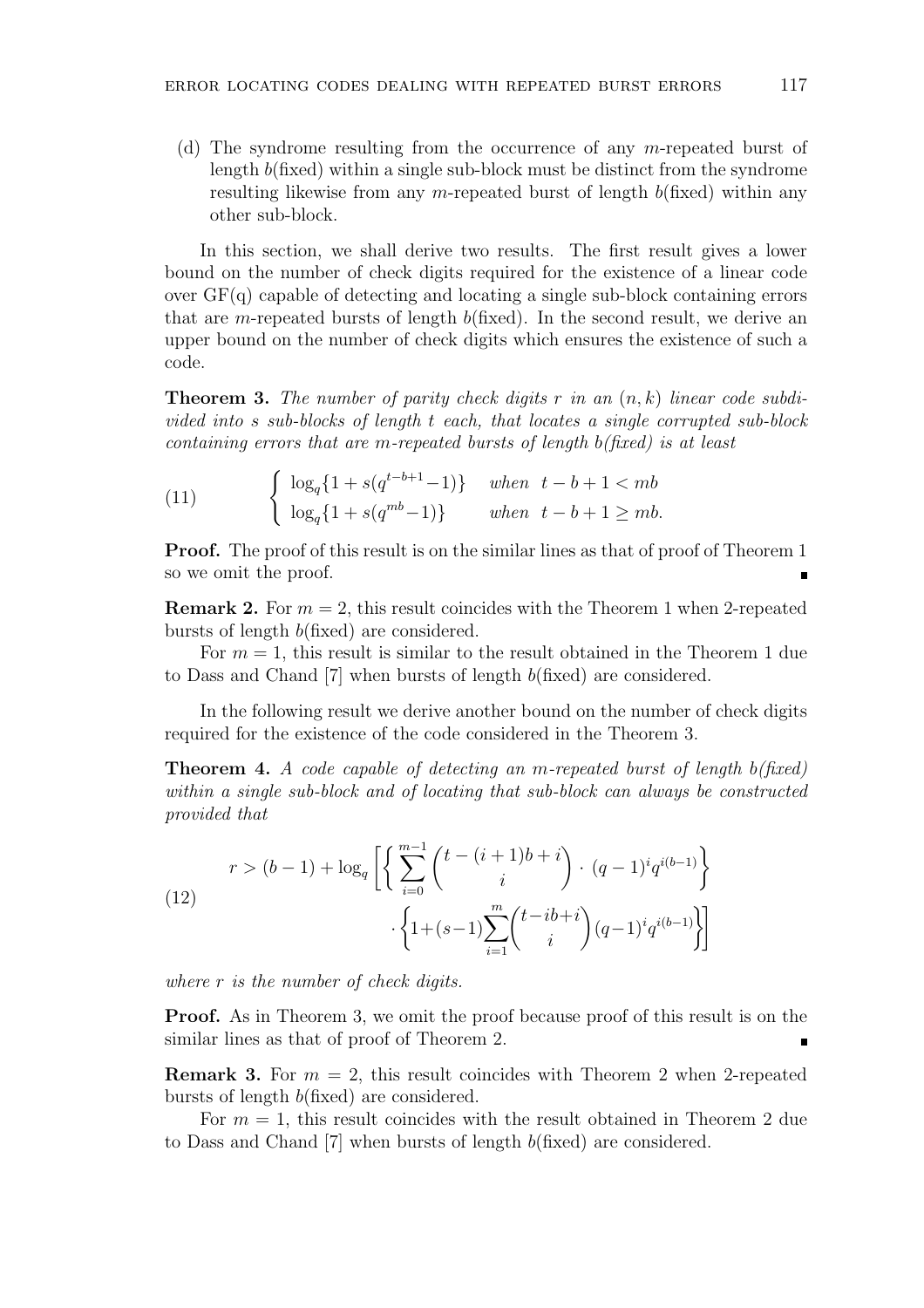(d) The syndrome resulting from the occurrence of any $m$-repeated burst of length $b$(fixed) within a single sub-block must be distinct from the syndrome resulting likewise from any $m$-repeated burst of length $b$(fixed) within any other sub-block.

In this section, we shall derive two results. The first result gives a lower bound on the number of check digits required for the existence of a linear code over GF(q) capable of detecting and locating a single sub-block containing errors that are $m$-repeated bursts of length $b$(fixed). In the second result, we derive an upper bound on the number of check digits which ensures the existence of such a code.

**Theorem 3.** *The number of parity check digits $r$ in an $(n,k)$ linear code subdivided into $s$ sub-blocks of length $t$ each, that locates a single corrupted sub-block containing errors that are $m$-repeated bursts of length $b$(fixed) is at least*

$$\begin{cases} \log_q\{1+s(q^{t-b+1}-1)\} & \text{when } t-b+1 < mb \\ \log_q\{1+s(q^{mb}-1)\} & \text{when } t-b+1 \geq mb. \end{cases} \tag{11}$$

**Proof.** The proof of this result is on the similar lines as that of proof of Theorem 1 so we omit the proof. ∎

**Remark 2.** For $m=2$, this result coincides with the Theorem 1 when 2-repeated bursts of length $b$(fixed) are considered.

For $m=1$, this result is similar to the result obtained in the Theorem 1 due to Dass and Chand [7] when bursts of length $b$(fixed) are considered.

In the following result we derive another bound on the number of check digits required for the existence of the code considered in the Theorem 3.

**Theorem 4.** *A code capable of detecting an $m$-repeated burst of length $b$(fixed) within a single sub-block and of locating that sub-block can always be constructed provided that*

$$r > (b-1) + \log_q\left[\left\{\sum_{i=0}^{m-1}\binom{t-(i+1)b+i}{i}\cdot(q-1)^i q^{i(b-1)}\right\} \cdot\left\{1+(s-1)\sum_{i=1}^{m}\binom{t-ib+i}{i}(q-1)^i q^{i(b-1)}\right\}\right] \tag{12}$$

*where $r$ is the number of check digits.*

**Proof.** As in Theorem 3, we omit the proof because proof of this result is on the similar lines as that of proof of Theorem 2. ∎

**Remark 3.** For $m=2$, this result coincides with Theorem 2 when 2-repeated bursts of length $b$(fixed) are considered.

For $m=1$, this result coincides with the result obtained in Theorem 2 due to Dass and Chand [7] when bursts of length $b$(fixed) are considered.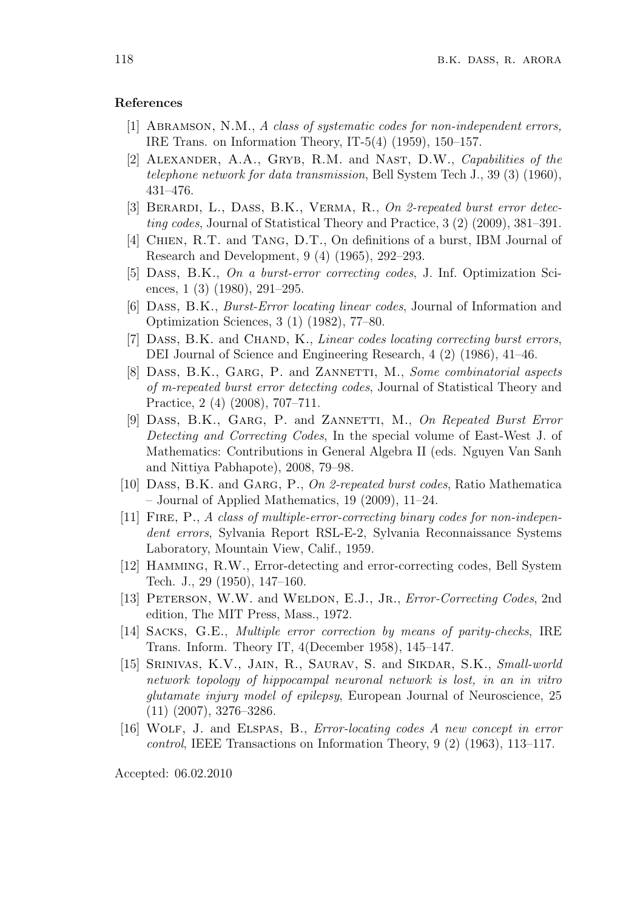**References**

[1] Abramson, N.M., *A class of systematic codes for non-independent errors,* IRE Trans. on Information Theory, IT-5(4) (1959), 150–157.

[2] Alexander, A.A., Gryb, R.M. and Nast, D.W., *Capabilities of the telephone network for data transmission*, Bell System Tech J., 39 (3) (1960), 431–476.

[3] Berardi, L., Dass, B.K., Verma, R., *On 2-repeated burst error detecting codes*, Journal of Statistical Theory and Practice, 3 (2) (2009), 381–391.

[4] Chien, R.T. and Tang, D.T., On definitions of a burst, IBM Journal of Research and Development, 9 (4) (1965), 292–293.

[5] Dass, B.K., *On a burst-error correcting codes*, J. Inf. Optimization Sciences, 1 (3) (1980), 291–295.

[6] Dass, B.K., *Burst-Error locating linear codes*, Journal of Information and Optimization Sciences, 3 (1) (1982), 77–80.

[7] Dass, B.K. and Chand, K., *Linear codes locating correcting burst errors*, DEI Journal of Science and Engineering Research, 4 (2) (1986), 41–46.

[8] Dass, B.K., Garg, P. and Zannetti, M., *Some combinatorial aspects of m-repeated burst error detecting codes*, Journal of Statistical Theory and Practice, 2 (4) (2008), 707–711.

[9] Dass, B.K., Garg, P. and Zannetti, M., *On Repeated Burst Error Detecting and Correcting Codes*, In the special volume of East-West J. of Mathematics: Contributions in General Algebra II (eds. Nguyen Van Sanh and Nittiya Pabhapote), 2008, 79–98.

[10] Dass, B.K. and Garg, P., *On 2-repeated burst codes*, Ratio Mathematica – Journal of Applied Mathematics, 19 (2009), 11–24.

[11] Fire, P., *A class of multiple-error-correcting binary codes for non-independent errors*, Sylvania Report RSL-E-2, Sylvania Reconnaissance Systems Laboratory, Mountain View, Calif., 1959.

[12] Hamming, R.W., Error-detecting and error-correcting codes, Bell System Tech. J., 29 (1950), 147–160.

[13] Peterson, W.W. and Weldon, E.J., Jr., *Error-Correcting Codes*, 2nd edition, The MIT Press, Mass., 1972.

[14] Sacks, G.E., *Multiple error correction by means of parity-checks*, IRE Trans. Inform. Theory IT, 4(December 1958), 145–147.

[15] Srinivas, K.V., Jain, R., Saurav, S. and Sikdar, S.K., *Small-world network topology of hippocampal neuronal network is lost, in an in vitro glutamate injury model of epilepsy,* European Journal of Neuroscience, 25 (11) (2007), 3276–3286.

[16] Wolf, J. and Elspas, B., *Error-locating codes A new concept in error control*, IEEE Transactions on Information Theory, 9 (2) (1963), 113–117.

Accepted: 06.02.2010